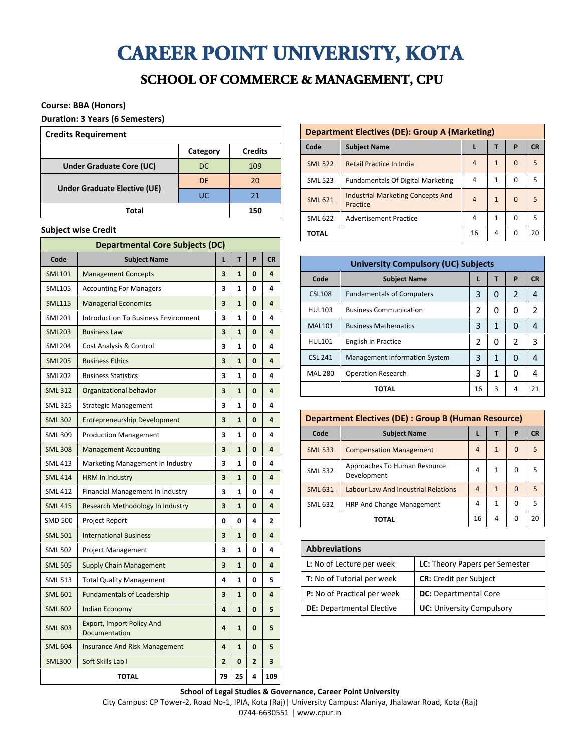# CAREER POINT UNIVERISTY, KOTA

## SCHOOL OF COMMERCE & MANAGEMENT, CPU

**Course: BBA (Honors)**

**Duration: 3 Years (6 Semesters)**

| Credits Requirement | | |
|---|---|---|
| | Category | Credits |
| Under Graduate Core (UC) | DC | 109 |
| Under Graduate Elective (UE) | DE | 20 |
| | UC | 21 |
| Total | | 150 |

**Subject wise Credit**

| Departmental Core Subjects (DC) | | | | | |
|---|---|---|---|---|---|
| Code | Subject Name | L | T | P | CR |
| SML101 | Management Concepts | 3 | 1 | 0 | 4 |
| SML105 | Accounting For Managers | 3 | 1 | 0 | 4 |
| SML115 | Managerial Economics | 3 | 1 | 0 | 4 |
| SML201 | Introduction To Business Environment | 3 | 1 | 0 | 4 |
| SML203 | Business Law | 3 | 1 | 0 | 4 |
| SML204 | Cost Analysis & Control | 3 | 1 | 0 | 4 |
| SML205 | Business Ethics | 3 | 1 | 0 | 4 |
| SML202 | Business Statistics | 3 | 1 | 0 | 4 |
| SML 312 | Organizational behavior | 3 | 1 | 0 | 4 |
| SML 325 | Strategic Management | 3 | 1 | 0 | 4 |
| SML 302 | Entrepreneurship Development | 3 | 1 | 0 | 4 |
| SML 309 | Production Management | 3 | 1 | 0 | 4 |
| SML 308 | Management Accounting | 3 | 1 | 0 | 4 |
| SML 413 | Marketing Management In Industry | 3 | 1 | 0 | 4 |
| SML 414 | HRM In Industry | 3 | 1 | 0 | 4 |
| SML 412 | Financial Management In Industry | 3 | 1 | 0 | 4 |
| SML 415 | Research Methodology In Industry | 3 | 1 | 0 | 4 |
| SMD 500 | Project Report | 0 | 0 | 4 | 2 |
| SML 501 | International Business | 3 | 1 | 0 | 4 |
| SML 502 | Project Management | 3 | 1 | 0 | 4 |
| SML 505 | Supply Chain Management | 3 | 1 | 0 | 4 |
| SML 513 | Total Quality Management | 4 | 1 | 0 | 5 |
| SML 601 | Fundamentals of Leadership | 3 | 1 | 0 | 4 |
| SML 602 | Indian Economy | 4 | 1 | 0 | 5 |
| SML 603 | Export, Import Policy And Documentation | 4 | 1 | 0 | 5 |
| SML 604 | Insurance And Risk Management | 4 | 1 | 0 | 5 |
| SML300 | Soft Skills Lab I | 2 | 0 | 2 | 3 |
| TOTAL | | 79 | 25 | 4 | 109 |

| Department Electives (DE): Group A (Marketing) | | | | | |
|---|---|---|---|---|---|
| Code | Subject Name | L | T | P | CR |
| SML 522 | Retail Practice In India | 4 | 1 | 0 | 5 |
| SML 523 | Fundamentals Of Digital Marketing | 4 | 1 | 0 | 5 |
| SML 621 | Industrial Marketing Concepts And Practice | 4 | 1 | 0 | 5 |
| SML 622 | Advertisement Practice | 4 | 1 | 0 | 5 |
| TOTAL | | 16 | 4 | 0 | 20 |

| University Compulsory (UC) Subjects | | | | | |
|---|---|---|---|---|---|
| Code | Subject Name | L | T | P | CR |
| CSL108 | Fundamentals of Computers | 3 | 0 | 2 | 4 |
| HUL103 | Business Communication | 2 | 0 | 0 | 2 |
| MAL101 | Business Mathematics | 3 | 1 | 0 | 4 |
| HUL101 | English in Practice | 2 | 0 | 2 | 3 |
| CSL 241 | Management Information System | 3 | 1 | 0 | 4 |
| MAL 280 | Operation Research | 3 | 1 | 0 | 4 |
| TOTAL | | 16 | 3 | 4 | 21 |

| Department Electives (DE) : Group B (Human Resource) | | | | | |
|---|---|---|---|---|---|
| Code | Subject Name | L | T | P | CR |
| SML 533 | Compensation Management | 4 | 1 | 0 | 5 |
| SML 532 | Approaches To Human Resource Development | 4 | 1 | 0 | 5 |
| SML 631 | Labour Law And Industrial Relations | 4 | 1 | 0 | 5 |
| SML 632 | HRP And Change Management | 4 | 1 | 0 | 5 |
| TOTAL | | 16 | 4 | 0 | 20 |

| Abbreviations | |
|---|---|
| **L:** No of Lecture per week | **LC:** Theory Papers per Semester |
| **T:** No of Tutorial per week | **CR:** Credit per Subject |
| **P:** No of Practical per week | **DC:** Departmental Core |
| **DE:** Departmental Elective | **UC:** University Compulsory |

**School of Legal Studies & Governance, Career Point University**

City Campus: CP Tower-2, Road No-1, IPIA, Kota (Raj)| University Campus: Alaniya, Jhalawar Road, Kota (Raj)

0744-6630551 | www.cpur.in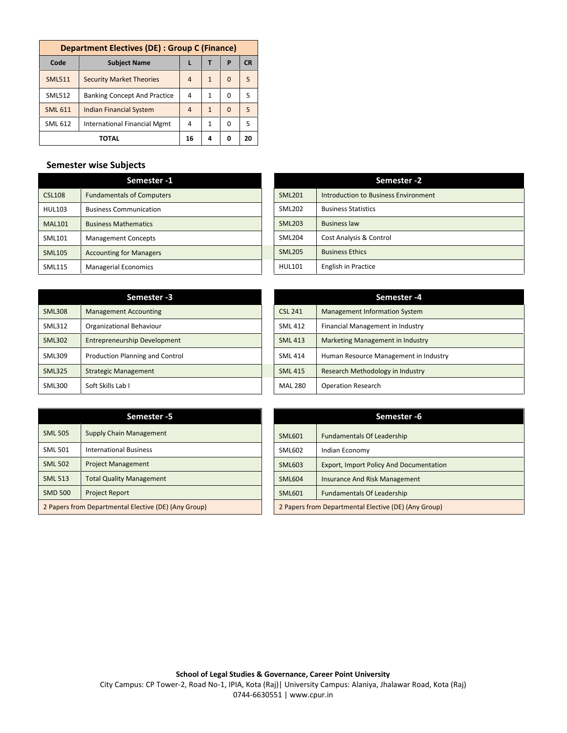| Department Electives (DE) : Group C (Finance) | | | | | |
|---|---|---|---|---|---|
| **Code** | **Subject Name** | **L** | **T** | **P** | **CR** |
| SML511 | Security Market Theories | 4 | 1 | 0 | 5 |
| SML512 | Banking Concept And Practice | 4 | 1 | 0 | 5 |
| SML 611 | Indian Financial System | 4 | 1 | 0 | 5 |
| SML 612 | International Financial Mgmt | 4 | 1 | 0 | 5 |
| **TOTAL** | | **16** | **4** | **0** | **20** |

## Semester wise Subjects

| Semester -1 | |
|---|---|
| CSL108 | Fundamentals of Computers |
| HUL103 | Business Communication |
| MAL101 | Business Mathematics |
| SML101 | Management Concepts |
| SML105 | Accounting for Managers |
| SML115 | Managerial Economics |

| Semester -2 | |
|---|---|
| SML201 | Introduction to Business Environment |
| SML202 | Business Statistics |
| SML203 | Business law |
| SML204 | Cost Analysis & Control |
| SML205 | Business Ethics |
| HUL101 | English in Practice |

| Semester -3 | |
|---|---|
| SML308 | Management Accounting |
| SML312 | Organizational Behaviour |
| SML302 | Entrepreneurship Development |
| SML309 | Production Planning and Control |
| SML325 | Strategic Management |
| SML300 | Soft Skills Lab I |

| Semester -4 | |
|---|---|
| CSL 241 | Management Information System |
| SML 412 | Financial Management in Industry |
| SML 413 | Marketing Management in Industry |
| SML 414 | Human Resource Management in Industry |
| SML 415 | Research Methodology in Industry |
| MAL 280 | Operation Research |

| Semester -5 | |
|---|---|
| SML 505 | Supply Chain Management |
| SML 501 | International Business |
| SML 502 | Project Management |
| SML 513 | Total Quality Management |
| SMD 500 | Project Report |
| 2 Papers from Departmental Elective (DE) (Any Group) | |

| Semester -6 | |
|---|---|
| SML601 | Fundamentals Of Leadership |
| SML602 | Indian Economy |
| SML603 | Export, Import Policy And Documentation |
| SML604 | Insurance And Risk Management |
| SML601 | Fundamentals Of Leadership |
| 2 Papers from Departmental Elective (DE) (Any Group) | |